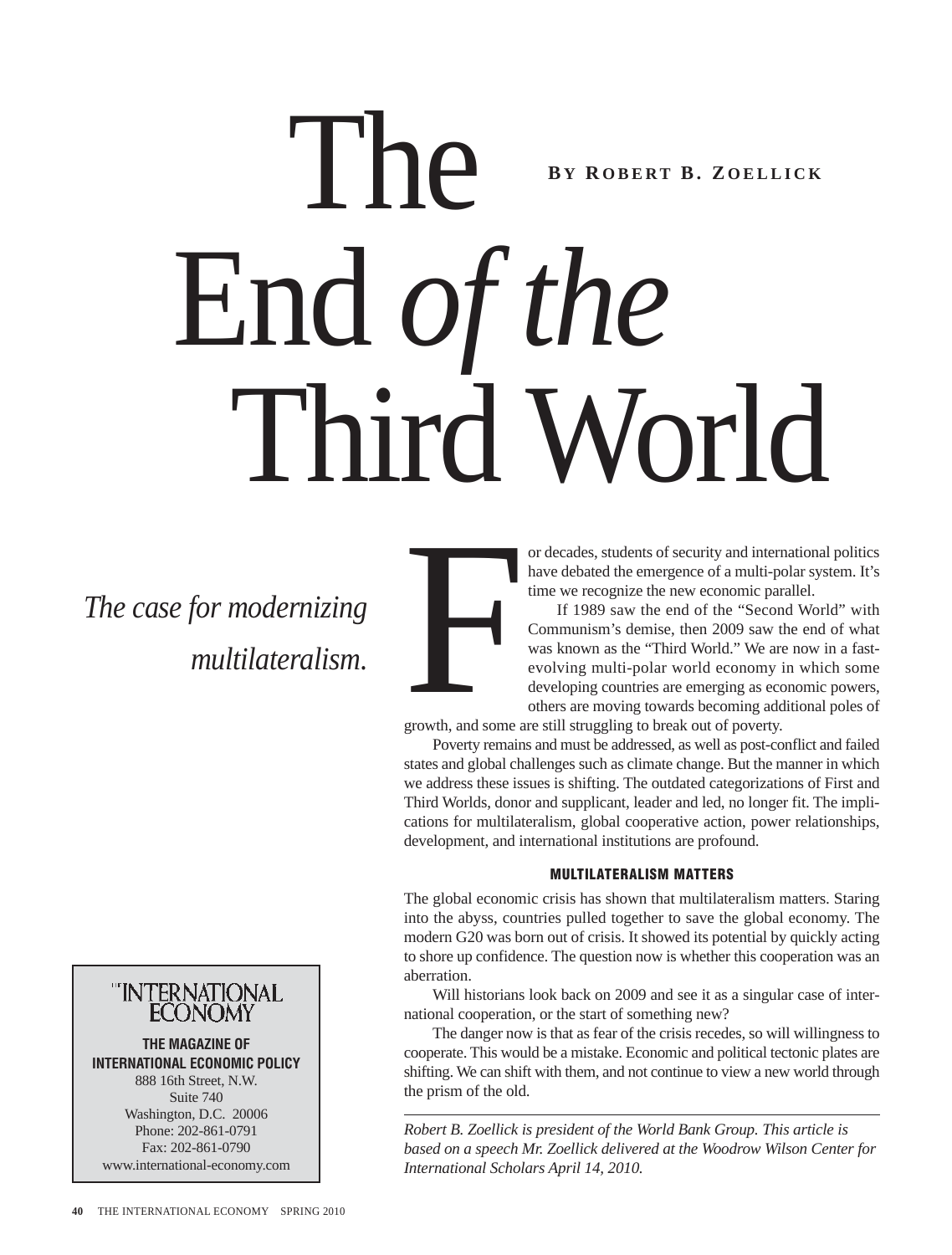# The End *of the* Third World

**BY ROBERT B. ZOELLICK**

*The case for modernizing multilateralism.*

For decades, students of security and international politics have debated the emergence of a multi-polar system. It's time we recognize the new economic parallel.

If 1989 saw the end of the "Second World" with Communism's demise, then 2009 saw the end of what was known as the "Third World." We are now in a fast-evolving multi-polar world economy in which some developing countries are emerging as economic powers, others are moving towards becoming additional poles of growth, and some are still struggling to break out of poverty.

Poverty remains and must be addressed, as well as post-conflict and failed states and global challenges such as climate change. But the manner in which we address these issues is shifting. The outdated categorizations of First and Third Worlds, donor and supplicant, leader and led, no longer fit. The implications for multilateralism, global cooperative action, power relationships, development, and international institutions are profound.

## MULTILATERALISM MATTERS

The global economic crisis has shown that multilateralism matters. Staring into the abyss, countries pulled together to save the global economy. The modern G20 was born out of crisis. It showed its potential by quickly acting to shore up confidence. The question now is whether this cooperation was an aberration.

Will historians look back on 2009 and see it as a singular case of international cooperation, or the start of something new?

The danger now is that as fear of the crisis recedes, so will willingness to cooperate. This would be a mistake. Economic and political tectonic plates are shifting. We can shift with them, and not continue to view a new world through the prism of the old.

*Robert B. Zoellick is president of the World Bank Group. This article is based on a speech Mr. Zoellick delivered at the Woodrow Wilson Center for International Scholars April 14, 2010.*

THE INTERNATIONAL ECONOMY

**THE MAGAZINE OF INTERNATIONAL ECONOMIC POLICY**

888 16th Street, N.W.
Suite 740
Washington, D.C. 20006
Phone: 202-861-0791
Fax: 202-861-0790
www.international-economy.com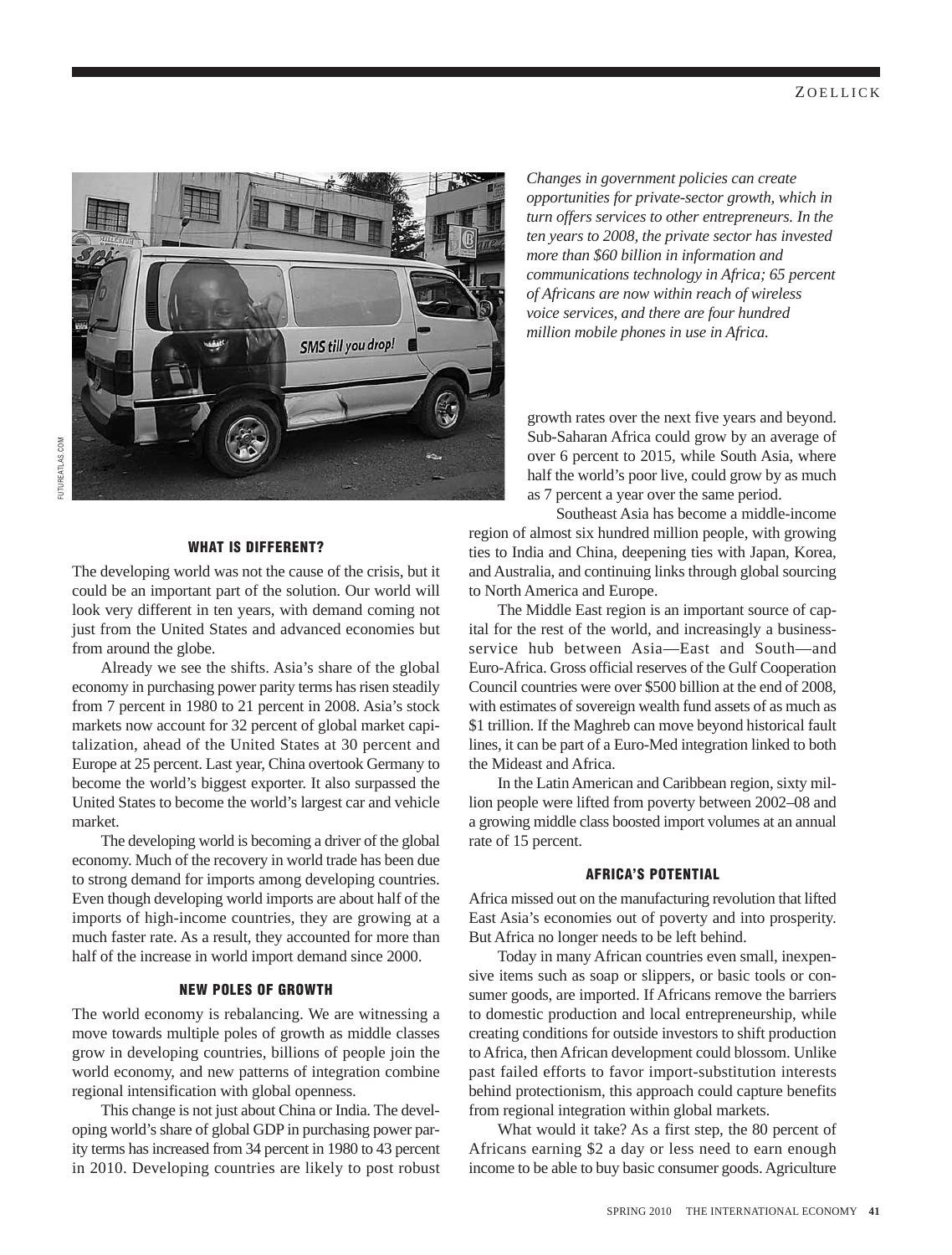*Changes in government policies can create opportunities for private-sector growth, which in turn offers services to other entrepreneurs. In the ten years to 2008, the private sector has invested more than $60 billion in information and communications technology in Africa; 65 percent of Africans are now within reach of wireless voice services, and there are four hundred million mobile phones in use in Africa.*

### WHAT IS DIFFERENT?

The developing world was not the cause of the crisis, but it could be an important part of the solution. Our world will look very different in ten years, with demand coming not just from the United States and advanced economies but from around the globe.

Already we see the shifts. Asia's share of the global economy in purchasing power parity terms has risen steadily from 7 percent in 1980 to 21 percent in 2008. Asia's stock markets now account for 32 percent of global market capitalization, ahead of the United States at 30 percent and Europe at 25 percent. Last year, China overtook Germany to become the world's biggest exporter. It also surpassed the United States to become the world's largest car and vehicle market.

The developing world is becoming a driver of the global economy. Much of the recovery in world trade has been due to strong demand for imports among developing countries. Even though developing world imports are about half of the imports of high-income countries, they are growing at a much faster rate. As a result, they accounted for more than half of the increase in world import demand since 2000.

### NEW POLES OF GROWTH

The world economy is rebalancing. We are witnessing a move towards multiple poles of growth as middle classes grow in developing countries, billions of people join the world economy, and new patterns of integration combine regional intensification with global openness.

This change is not just about China or India. The developing world's share of global GDP in purchasing power parity terms has increased from 34 percent in 1980 to 43 percent in 2010. Developing countries are likely to post robust growth rates over the next five years and beyond. Sub-Saharan Africa could grow by an average of over 6 percent to 2015, while South Asia, where half the world's poor live, could grow by as much as 7 percent a year over the same period.

Southeast Asia has become a middle-income region of almost six hundred million people, with growing ties to India and China, deepening ties with Japan, Korea, and Australia, and continuing links through global sourcing to North America and Europe.

The Middle East region is an important source of capital for the rest of the world, and increasingly a business-service hub between Asia—East and South—and Euro-Africa. Gross official reserves of the Gulf Cooperation Council countries were over $500 billion at the end of 2008, with estimates of sovereign wealth fund assets of as much as $1 trillion. If the Maghreb can move beyond historical fault lines, it can be part of a Euro-Med integration linked to both the Mideast and Africa.

In the Latin American and Caribbean region, sixty million people were lifted from poverty between 2002–08 and a growing middle class boosted import volumes at an annual rate of 15 percent.

### AFRICA'S POTENTIAL

Africa missed out on the manufacturing revolution that lifted East Asia's economies out of poverty and into prosperity. But Africa no longer needs to be left behind.

Today in many African countries even small, inexpensive items such as soap or slippers, or basic tools or consumer goods, are imported. If Africans remove the barriers to domestic production and local entrepreneurship, while creating conditions for outside investors to shift production to Africa, then African development could blossom. Unlike past failed efforts to favor import-substitution interests behind protectionism, this approach could capture benefits from regional integration within global markets.

What would it take? As a first step, the 80 percent of Africans earning $2 a day or less need to earn enough income to be able to buy basic consumer goods. Agriculture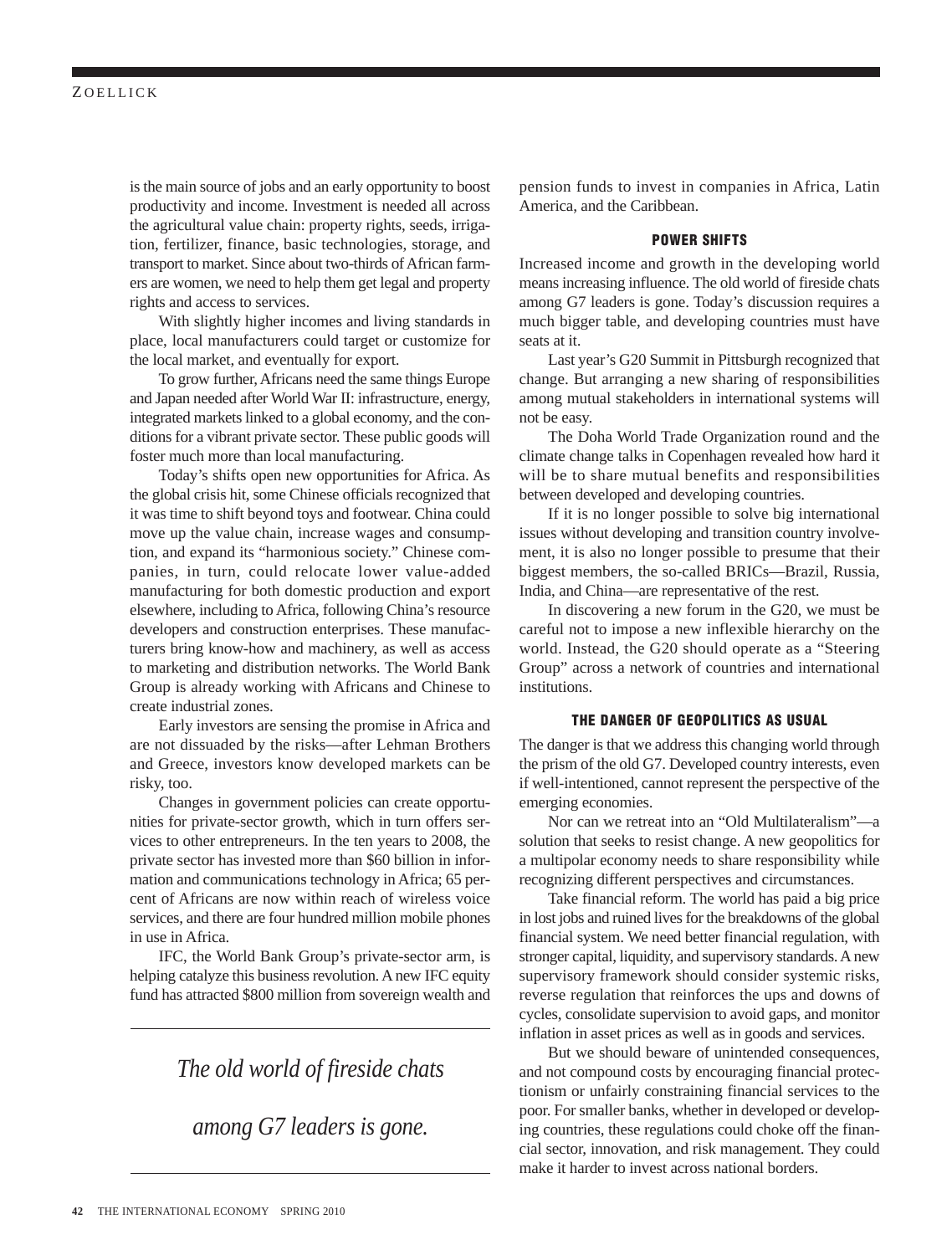is the main source of jobs and an early opportunity to boost productivity and income. Investment is needed all across the agricultural value chain: property rights, seeds, irrigation, fertilizer, finance, basic technologies, storage, and transport to market. Since about two-thirds of African farmers are women, we need to help them get legal and property rights and access to services.

With slightly higher incomes and living standards in place, local manufacturers could target or customize for the local market, and eventually for export.

To grow further, Africans need the same things Europe and Japan needed after World War II: infrastructure, energy, integrated markets linked to a global economy, and the conditions for a vibrant private sector. These public goods will foster much more than local manufacturing.

Today's shifts open new opportunities for Africa. As the global crisis hit, some Chinese officials recognized that it was time to shift beyond toys and footwear. China could move up the value chain, increase wages and consumption, and expand its "harmonious society." Chinese companies, in turn, could relocate lower value-added manufacturing for both domestic production and export elsewhere, including to Africa, following China's resource developers and construction enterprises. These manufacturers bring know-how and machinery, as well as access to marketing and distribution networks. The World Bank Group is already working with Africans and Chinese to create industrial zones.

Early investors are sensing the promise in Africa and are not dissuaded by the risks—after Lehman Brothers and Greece, investors know developed markets can be risky, too.

Changes in government policies can create opportunities for private-sector growth, which in turn offers services to other entrepreneurs. In the ten years to 2008, the private sector has invested more than $60 billion in information and communications technology in Africa; 65 percent of Africans are now within reach of wireless voice services, and there are four hundred million mobile phones in use in Africa.

IFC, the World Bank Group's private-sector arm, is helping catalyze this business revolution. A new IFC equity fund has attracted $800 million from sovereign wealth and pension funds to invest in companies in Africa, Latin America, and the Caribbean.

*The old world of fireside chats among G7 leaders is gone.*

### POWER SHIFTS

Increased income and growth in the developing world means increasing influence. The old world of fireside chats among G7 leaders is gone. Today's discussion requires a much bigger table, and developing countries must have seats at it.

Last year's G20 Summit in Pittsburgh recognized that change. But arranging a new sharing of responsibilities among mutual stakeholders in international systems will not be easy.

The Doha World Trade Organization round and the climate change talks in Copenhagen revealed how hard it will be to share mutual benefits and responsibilities between developed and developing countries.

If it is no longer possible to solve big international issues without developing and transition country involvement, it is also no longer possible to presume that their biggest members, the so-called BRICs—Brazil, Russia, India, and China—are representative of the rest.

In discovering a new forum in the G20, we must be careful not to impose a new inflexible hierarchy on the world. Instead, the G20 should operate as a "Steering Group" across a network of countries and international institutions.

### THE DANGER OF GEOPOLITICS AS USUAL

The danger is that we address this changing world through the prism of the old G7. Developed country interests, even if well-intentioned, cannot represent the perspective of the emerging economies.

Nor can we retreat into an "Old Multilateralism"—a solution that seeks to resist change. A new geopolitics for a multipolar economy needs to share responsibility while recognizing different perspectives and circumstances.

Take financial reform. The world has paid a big price in lost jobs and ruined lives for the breakdowns of the global financial system. We need better financial regulation, with stronger capital, liquidity, and supervisory standards. A new supervisory framework should consider systemic risks, reverse regulation that reinforces the ups and downs of cycles, consolidate supervision to avoid gaps, and monitor inflation in asset prices as well as in goods and services.

But we should beware of unintended consequences, and not compound costs by encouraging financial protectionism or unfairly constraining financial services to the poor. For smaller banks, whether in developed or developing countries, these regulations could choke off the financial sector, innovation, and risk management. They could make it harder to invest across national borders.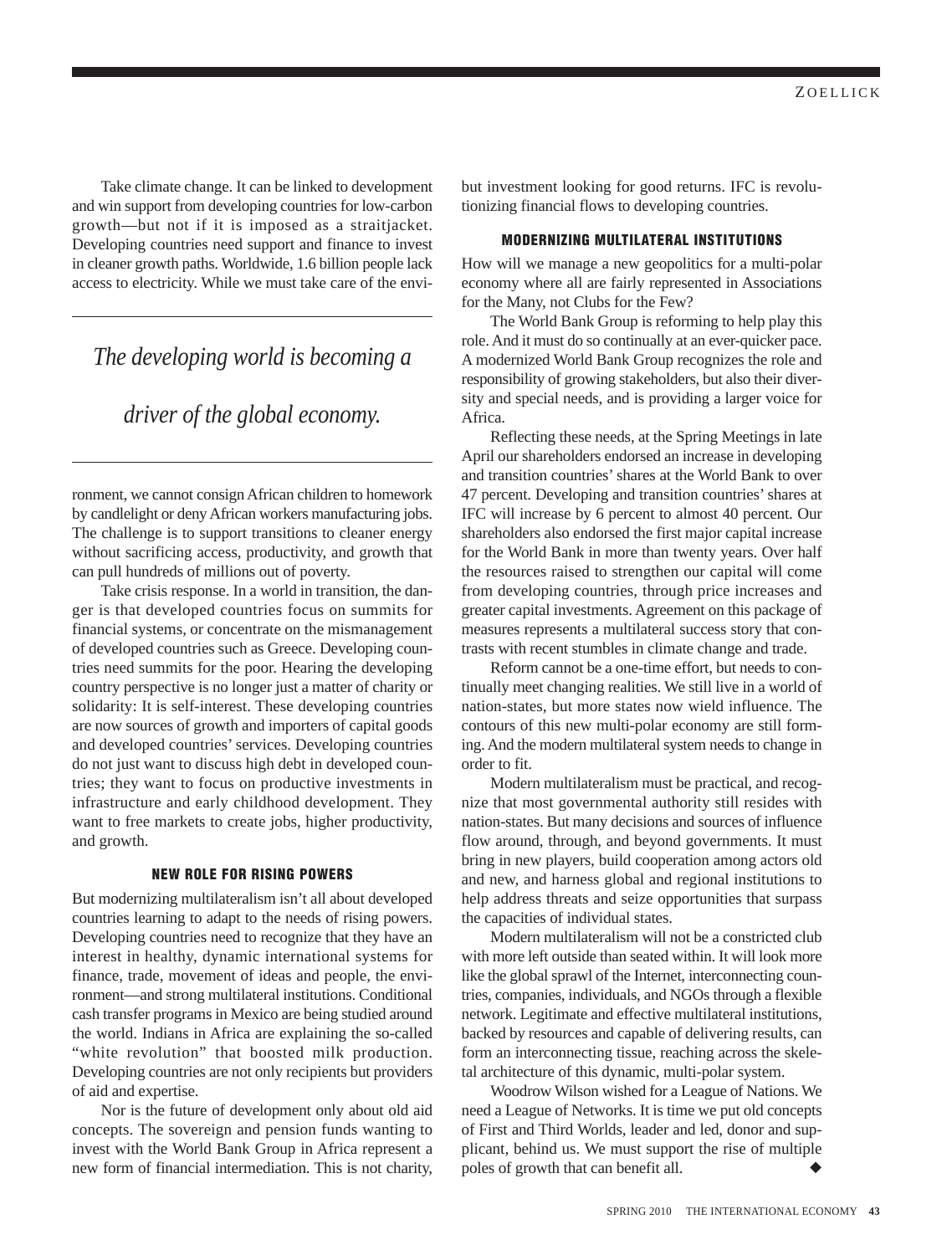Take climate change. It can be linked to development and win support from developing countries for low-carbon growth—but not if it is imposed as a straitjacket. Developing countries need support and finance to invest in cleaner growth paths. Worldwide, 1.6 billion people lack access to electricity. While we must take care of the environment, we cannot consign African children to homework by candlelight or deny African workers manufacturing jobs. The challenge is to support transitions to cleaner energy without sacrificing access, productivity, and growth that can pull hundreds of millions out of poverty.

*The developing world is becoming a driver of the global economy.*

Take crisis response. In a world in transition, the danger is that developed countries focus on summits for financial systems, or concentrate on the mismanagement of developed countries such as Greece. Developing countries need summits for the poor. Hearing the developing country perspective is no longer just a matter of charity or solidarity: It is self-interest. These developing countries are now sources of growth and importers of capital goods and developed countries' services. Developing countries do not just want to discuss high debt in developed countries; they want to focus on productive investments in infrastructure and early childhood development. They want to free markets to create jobs, higher productivity, and growth.

### NEW ROLE FOR RISING POWERS

But modernizing multilateralism isn't all about developed countries learning to adapt to the needs of rising powers. Developing countries need to recognize that they have an interest in healthy, dynamic international systems for finance, trade, movement of ideas and people, the environment—and strong multilateral institutions. Conditional cash transfer programs in Mexico are being studied around the world. Indians in Africa are explaining the so-called "white revolution" that boosted milk production. Developing countries are not only recipients but providers of aid and expertise.

Nor is the future of development only about old aid concepts. The sovereign and pension funds wanting to invest with the World Bank Group in Africa represent a new form of financial intermediation. This is not charity, but investment looking for good returns. IFC is revolutionizing financial flows to developing countries.

### MODERNIZING MULTILATERAL INSTITUTIONS

How will we manage a new geopolitics for a multi-polar economy where all are fairly represented in Associations for the Many, not Clubs for the Few?

The World Bank Group is reforming to help play this role. And it must do so continually at an ever-quicker pace. A modernized World Bank Group recognizes the role and responsibility of growing stakeholders, but also their diversity and special needs, and is providing a larger voice for Africa.

Reflecting these needs, at the Spring Meetings in late April our shareholders endorsed an increase in developing and transition countries' shares at the World Bank to over 47 percent. Developing and transition countries' shares at IFC will increase by 6 percent to almost 40 percent. Our shareholders also endorsed the first major capital increase for the World Bank in more than twenty years. Over half the resources raised to strengthen our capital will come from developing countries, through price increases and greater capital investments. Agreement on this package of measures represents a multilateral success story that contrasts with recent stumbles in climate change and trade.

Reform cannot be a one-time effort, but needs to continually meet changing realities. We still live in a world of nation-states, but more states now wield influence. The contours of this new multi-polar economy are still forming. And the modern multilateral system needs to change in order to fit.

Modern multilateralism must be practical, and recognize that most governmental authority still resides with nation-states. But many decisions and sources of influence flow around, through, and beyond governments. It must bring in new players, build cooperation among actors old and new, and harness global and regional institutions to help address threats and seize opportunities that surpass the capacities of individual states.

Modern multilateralism will not be a constricted club with more left outside than seated within. It will look more like the global sprawl of the Internet, interconnecting countries, companies, individuals, and NGOs through a flexible network. Legitimate and effective multilateral institutions, backed by resources and capable of delivering results, can form an interconnecting tissue, reaching across the skeletal architecture of this dynamic, multi-polar system.

Woodrow Wilson wished for a League of Nations. We need a League of Networks. It is time we put old concepts of First and Third Worlds, leader and led, donor and supplicant, behind us. We must support the rise of multiple poles of growth that can benefit all. ◆